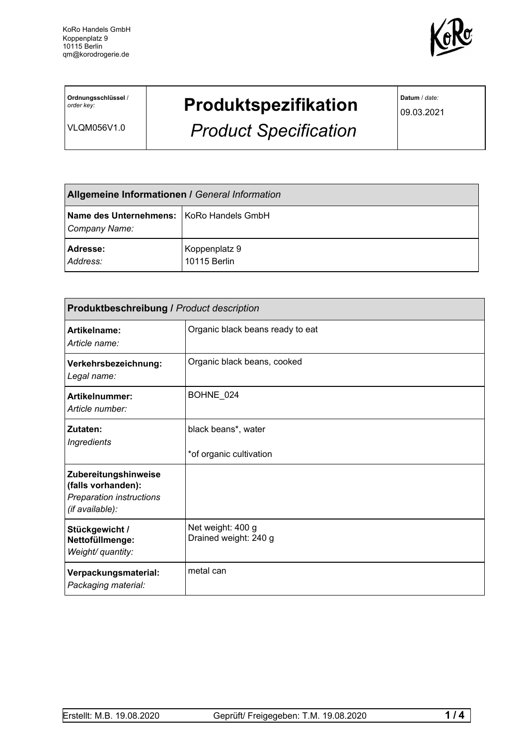KoRo Handels GmbH
Koppenplatz 9
10115 Berlin
qm@korodrogerie.de

| **Ordnungsschlüssel** / *order key:* VLQM056V1.0 | **Produktspezifikation** *Product Specification* | **Datum** / *date:* 09.03.2021 |
|---|---|---|

| **Allgemeine Informationen /** *General Information* | |
|---|---|
| **Name des Unternehmens:** *Company Name:* | KoRo Handels GmbH |
| **Adresse:** *Address:* | Koppenplatz 9 10115 Berlin |

| **Produktbeschreibung /** *Product description* | |
|---|---|
| **Artikelname:** *Article name:* | Organic black beans ready to eat |
| **Verkehrsbezeichnung:** *Legal name:* | Organic black beans, cooked |
| **Artikelnummer:** *Article number:* | BOHNE_024 |
| **Zutaten:** *Ingredients* | black beans*, water<br><br>*of organic cultivation |
| **Zubereitungshinweise (falls vorhanden):** *Preparation instructions (if available):* | |
| **Stückgewicht / Nettofüllmenge:** *Weight/ quantity:* | Net weight: 400 g<br>Drained weight: 240 g |
| **Verpackungsmaterial:** *Packaging material:* | metal can |

Erstellt: M.B. 19.08.2020 Geprüft/ Freigegeben: T.M. 19.08.2020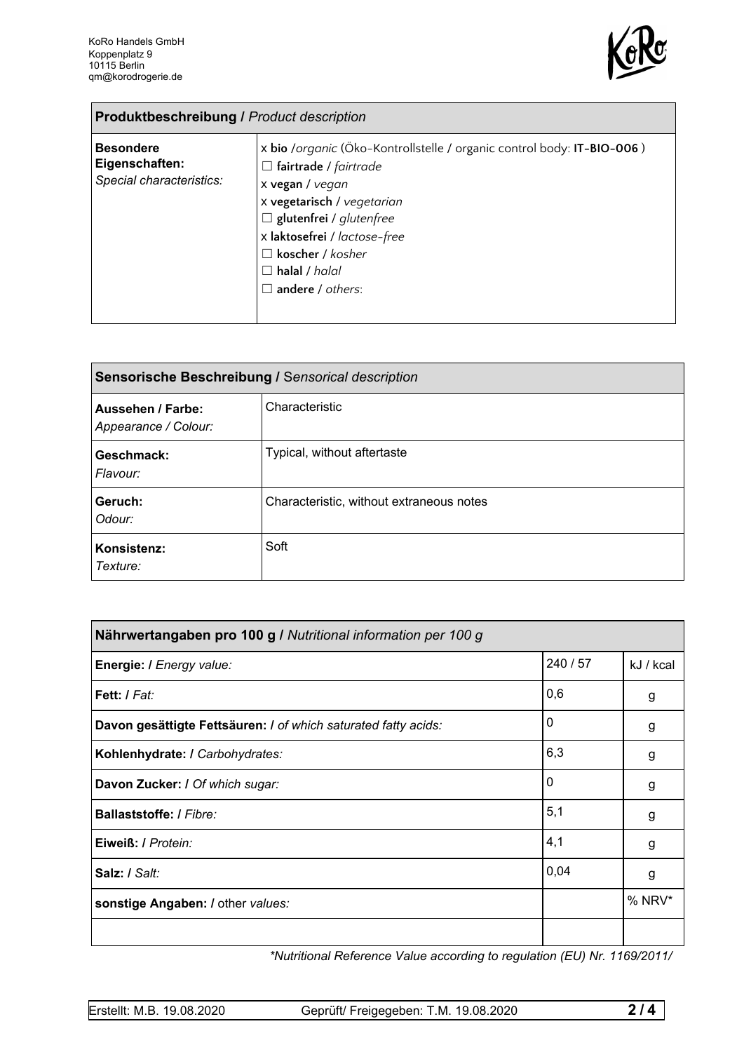KoRo Handels GmbH
Koppenplatz 9
10115 Berlin
qm@korodrogerie.de

| **Produktbeschreibung /** *Product description* | |
|---|---|
| **Besondere Eigenschaften:** *Special characteristics:* | x **bio** /*organic* (Öko-Kontrollstelle / organic control body: **IT-BIO-006** )<br>☐ **fairtrade** / *fairtrade*<br>x **vegan** / *vegan*<br>x **vegetarisch** / *vegetarian*<br>☐ **glutenfrei** / *glutenfree*<br>x **laktosefrei** / *lactose-free*<br>☐ **koscher** / *kosher*<br>☐ **halal** / *halal*<br>☐ **andere** / *others*: |

| **Sensorische Beschreibung /** *Sensorical description* | |
|---|---|
| **Aussehen / Farbe:** *Appearance / Colour:* | Characteristic |
| **Geschmack:** *Flavour:* | Typical, without aftertaste |
| **Geruch:** *Odour:* | Characteristic, without extraneous notes |
| **Konsistenz:** *Texture:* | Soft |

| **Nährwertangaben pro 100 g /** *Nutritional information per 100 g* | | |
|---|---|---|
| **Energie: /** *Energy value:* | 240 / 57 | kJ / kcal |
| **Fett: /** *Fat:* | 0,6 | g |
| **Davon gesättigte Fettsäuren: /** *of which saturated fatty acids:* | 0 | g |
| **Kohlenhydrate: /** *Carbohydrates:* | 6,3 | g |
| **Davon Zucker: /** *Of which sugar:* | 0 | g |
| **Ballaststoffe: /** *Fibre:* | 5,1 | g |
| **Eiweiß: /** *Protein:* | 4,1 | g |
| **Salz: /** *Salt:* | 0,04 | g |
| **sonstige Angaben: /** other *values:* | | % NRV* |
| | | |

*\*Nutritional Reference Value according to regulation (EU) Nr. 1169/2011/*

Erstellt: M.B. 19.08.2020 Geprüft/ Freigegeben: T.M. 19.08.2020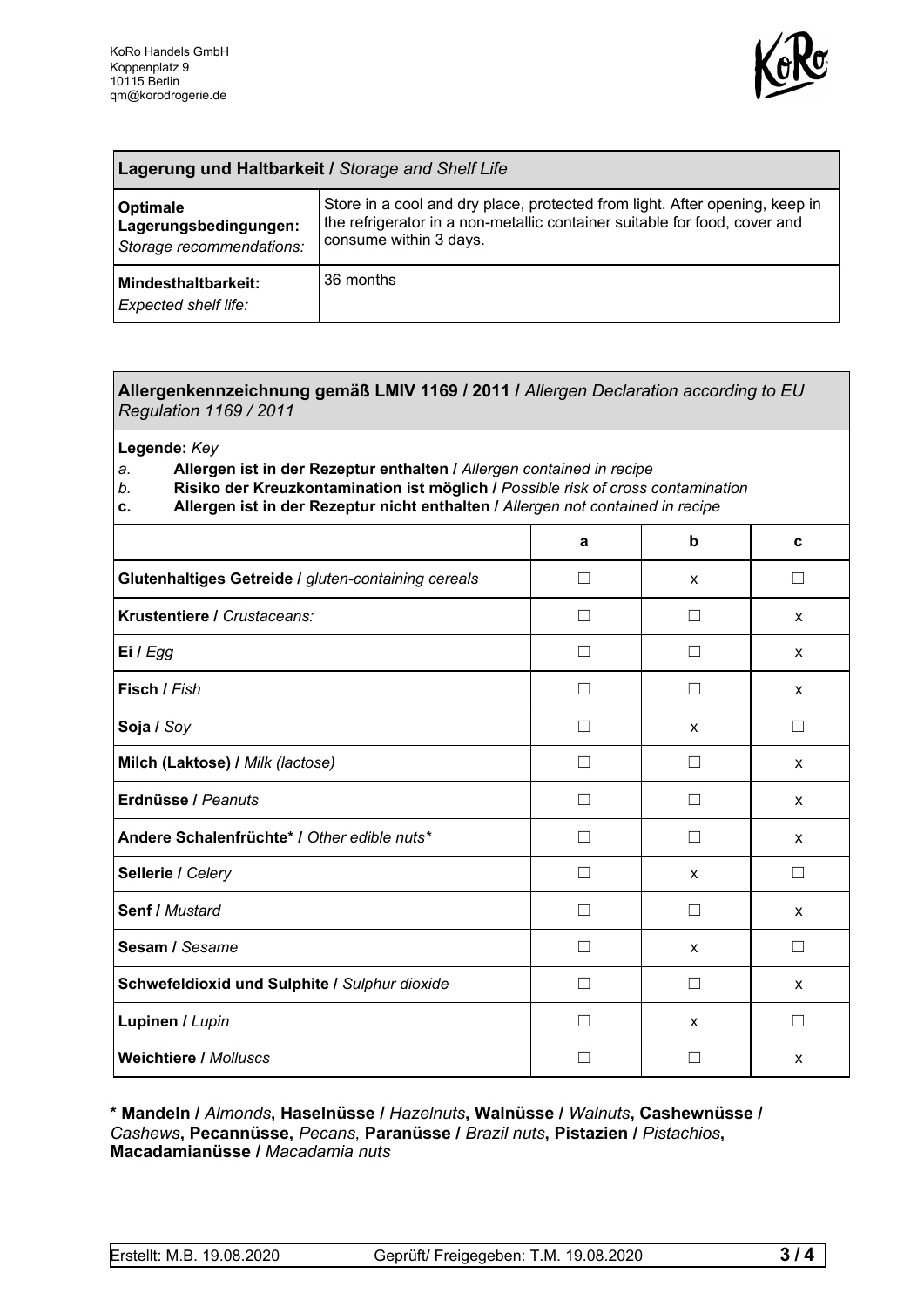KoRo Handels GmbH
Koppenplatz 9
10115 Berlin
qm@korodrogerie.de

| **Lagerung und Haltbarkeit /** *Storage and Shelf Life* | |
|---|---|
| **Optimale Lagerungsbedingungen:** *Storage recommendations:* | Store in a cool and dry place, protected from light. After opening, keep in the refrigerator in a non-metallic container suitable for food, cover and consume within 3 days. |
| **Mindesthaltbarkeit:** *Expected shelf life:* | 36 months |

**Allergenkennzeichnung gemäß LMIV 1169 / 2011 /** *Allergen Declaration according to EU Regulation 1169 / 2011*

**Legende:** *Key*

*a.* **Allergen ist in der Rezeptur enthalten /** *Allergen contained in recipe*
*b.* **Risiko der Kreuzkontamination ist möglich /** *Possible risk of cross contamination*
**c.** **Allergen ist in der Rezeptur nicht enthalten /** *Allergen not contained in recipe*

| | a | b | c |
|---|---|---|---|
| **Glutenhaltiges Getreide /** *gluten-containing cereals* | ☐ | x | ☐ |
| **Krustentiere /** *Crustaceans:* | ☐ | ☐ | x |
| **Ei /** *Egg* | ☐ | ☐ | x |
| **Fisch /** *Fish* | ☐ | ☐ | x |
| **Soja /** *Soy* | ☐ | x | ☐ |
| **Milch (Laktose) /** *Milk (lactose)* | ☐ | ☐ | x |
| **Erdnüsse /** *Peanuts* | ☐ | ☐ | x |
| **Andere Schalenfrüchte* /** *Other edible nuts** | ☐ | ☐ | x |
| **Sellerie /** *Celery* | ☐ | x | ☐ |
| **Senf /** *Mustard* | ☐ | ☐ | x |
| **Sesam /** *Sesame* | ☐ | x | ☐ |
| **Schwefeldioxid und Sulphite /** *Sulphur dioxide* | ☐ | ☐ | x |
| **Lupinen /** *Lupin* | ☐ | x | ☐ |
| **Weichtiere /** *Molluscs* | ☐ | ☐ | x |

**\* Mandeln /** *Almonds***, Haselnüsse /** *Hazelnuts***, Walnüsse /** *Walnuts***, Cashewnüsse /** *Cashews***, Pecannüsse,** *Pecans,* **Paranüsse /** *Brazil nuts***, Pistazien /** *Pistachios***, Macadamianüsse /** *Macadamia nuts*

Erstellt: M.B. 19.08.2020 | Geprüft/ Freigegeben: T.M. 19.08.2020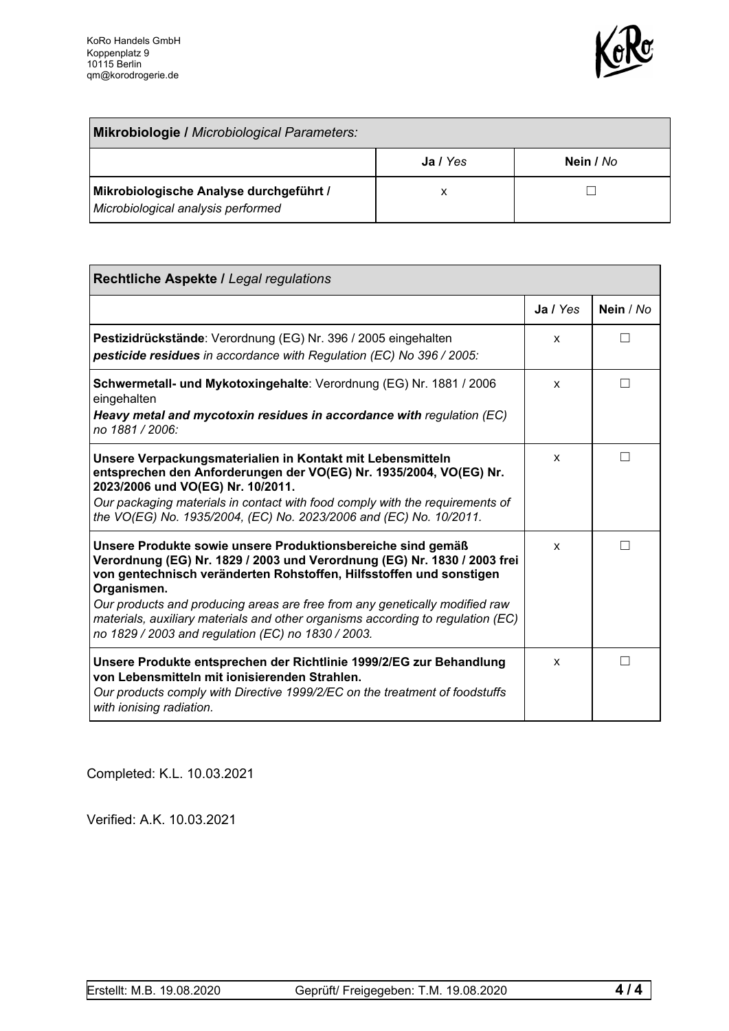KoRo Handels GmbH
Koppenplatz 9
10115 Berlin
qm@korodrogerie.de

| **Mikrobiologie /** *Microbiological Parameters:* | | |
|---|---|---|
| | **Ja /** *Yes* | **Nein /** *No* |
| **Mikrobiologische Analyse durchgeführt /** *Microbiological analysis performed* | x | ☐ |

| **Rechtliche Aspekte /** *Legal regulations* | | |
|---|---|---|
| | **Ja /** *Yes* | **Nein** / *No* |
| **Pestizidrückstände**: Verordnung (EG) Nr. 396 / 2005 eingehalten ***pesticide residues*** *in accordance with Regulation (EC) No 396 / 2005:* | x | ☐ |
| **Schwermetall- und Mykotoxingehalte**: Verordnung (EG) Nr. 1881 / 2006 eingehalten ***Heavy metal and mycotoxin residues in accordance with*** *regulation (EC) no 1881 / 2006:* | x | ☐ |
| **Unsere Verpackungsmaterialien in Kontakt mit Lebensmitteln entsprechen den Anforderungen der VO(EG) Nr. 1935/2004, VO(EG) Nr. 2023/2006 und VO(EG) Nr. 10/2011.** *Our packaging materials in contact with food comply with the requirements of the VO(EG) No. 1935/2004, (EC) No. 2023/2006 and (EC) No. 10/2011.* | x | ☐ |
| **Unsere Produkte sowie unsere Produktionsbereiche sind gemäß Verordnung (EG) Nr. 1829 / 2003 und Verordnung (EG) Nr. 1830 / 2003 frei von gentechnisch veränderten Rohstoffen, Hilfsstoffen und sonstigen Organismen.** *Our products and producing areas are free from any genetically modified raw materials, auxiliary materials and other organisms according to regulation (EC) no 1829 / 2003 and regulation (EC) no 1830 / 2003.* | x | ☐ |
| **Unsere Produkte entsprechen der Richtlinie 1999/2/EG zur Behandlung von Lebensmitteln mit ionisierenden Strahlen.** *Our products comply with Directive 1999/2/EC on the treatment of foodstuffs with ionising radiation.* | x | ☐ |

Completed: K.L. 10.03.2021

Verified: A.K. 10.03.2021

Erstellt: M.B. 19.08.2020 Geprüft/ Freigegeben: T.M. 19.08.2020